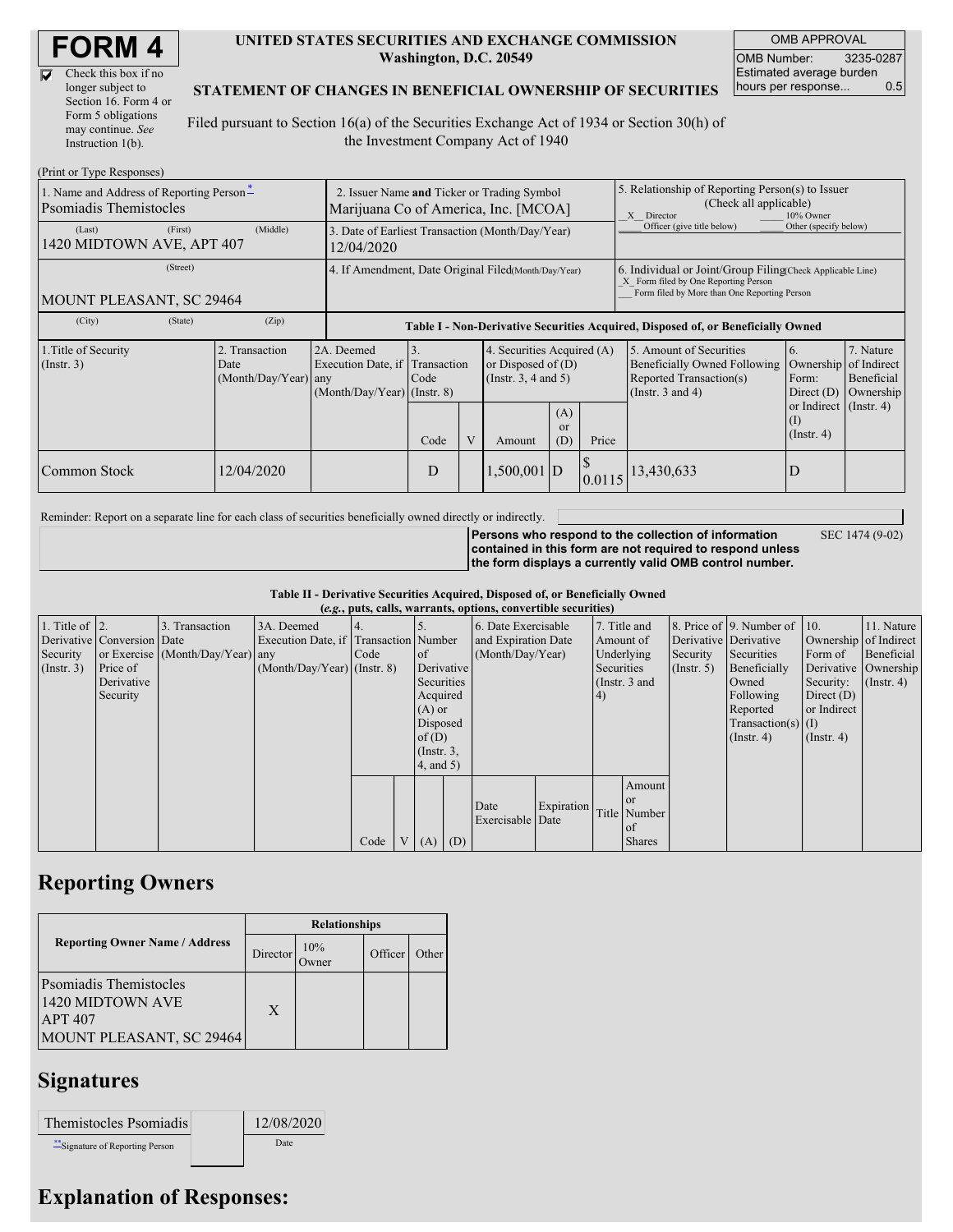# FORM 4

☑ Check this box if no longer subject to Section 16. Form 4 or Form 5 obligations may continue. *See* Instruction 1(b).

**UNITED STATES SECURITIES AND EXCHANGE COMMISSION**
**Washington, D.C. 20549**

**STATEMENT OF CHANGES IN BENEFICIAL OWNERSHIP OF SECURITIES**

Filed pursuant to Section 16(a) of the Securities Exchange Act of 1934 or Section 30(h) of the Investment Company Act of 1940

| OMB APPROVAL | |
|---|---|
| OMB Number: | 3235-0287 |
| Estimated average burden hours per response... | 0.5 |

(Print or Type Responses)

| 1. Name and Address of Reporting Person* | 2. Issuer Name **and** Ticker or Trading Symbol | 5. Relationship of Reporting Person(s) to Issuer (Check all applicable) |
|---|---|---|
| Psomiadis Themistocles | Marijuana Co of America, Inc. [MCOA] | _X_ Director ___ 10% Owner ___ Officer (give title below) ___ Other (specify below) |
| (Last) (First) (Middle) 1420 MIDTOWN AVE, APT 407 | 3. Date of Earliest Transaction (Month/Day/Year) 12/04/2020 | |
| (Street) MOUNT PLEASANT, SC 29464 | 4. If Amendment, Date Original Filed (Month/Day/Year) | 6. Individual or Joint/Group Filing (Check Applicable Line) _X_ Form filed by One Reporting Person ___ Form filed by More than One Reporting Person |
| (City) (State) (Zip) | | |

**Table I - Non-Derivative Securities Acquired, Disposed of, or Beneficially Owned**

| 1.Title of Security (Instr. 3) | 2. Transaction Date (Month/Day/Year) | 2A. Deemed Execution Date, if any (Month/Day/Year) | 3. Transaction Code (Instr. 8) | | 4. Securities Acquired (A) or Disposed of (D) (Instr. 3, 4 and 5) | | | 5. Amount of Securities Beneficially Owned Following Reported Transaction(s) (Instr. 3 and 4) | 6. Ownership Form: Direct (D) or Indirect (I) (Instr. 4) | 7. Nature of Indirect Beneficial Ownership (Instr. 4) |
|---|---|---|---|---|---|---|---|---|---|---|
| | | | Code | V | Amount | (A) or (D) | Price | | | |
| Common Stock | 12/04/2020 | | D | | 1,500,001 | D | $ 0.0115 | 13,430,633 | D | |

Reminder: Report on a separate line for each class of securities beneficially owned directly or indirectly.

**Persons who respond to the collection of information contained in this form are not required to respond unless the form displays a currently valid OMB control number.** SEC 1474 (9-02)

**Table II - Derivative Securities Acquired, Disposed of, or Beneficially Owned**
**(*e.g.*, puts, calls, warrants, options, convertible securities)**

| 1. Title of Derivative Security (Instr. 3) | 2. Conversion or Exercise Price of Derivative Security | 3. Transaction Date (Month/Day/Year) | 3A. Deemed Execution Date, if any (Month/Day/Year) | 4. Transaction Code (Instr. 8) | | 5. Number of Derivative Securities Acquired (A) or Disposed of (D) (Instr. 3, 4, and 5) | | 6. Date Exercisable and Expiration Date (Month/Day/Year) | | 7. Title and Amount of Underlying Securities (Instr. 3 and 4) | | 8. Price of Derivative Security (Instr. 5) | 9. Number of Derivative Securities Beneficially Owned Following Reported Transaction(s) (Instr. 4) | 10. Ownership Form of Derivative Security: Direct (D) or Indirect (I) (Instr. 4) | 11. Nature of Indirect Beneficial Ownership (Instr. 4) |
|---|---|---|---|---|---|---|---|---|---|---|---|---|---|---|---|
| | | | | Code | V | (A) | (D) | Date Exercisable | Expiration Date | Title | Amount or Number of Shares | | | | |

## Reporting Owners

| Reporting Owner Name / Address | Relationships | | | |
|---|---|---|---|---|
| | Director | 10% Owner | Officer | Other |
| Psomiadis Themistocles 1420 MIDTOWN AVE APT 407 MOUNT PLEASANT, SC 29464 | X | | | |

## Signatures

| Themistocles Psomiadis | 12/08/2020 |
|---|---|
| **Signature of Reporting Person | Date |

## Explanation of Responses: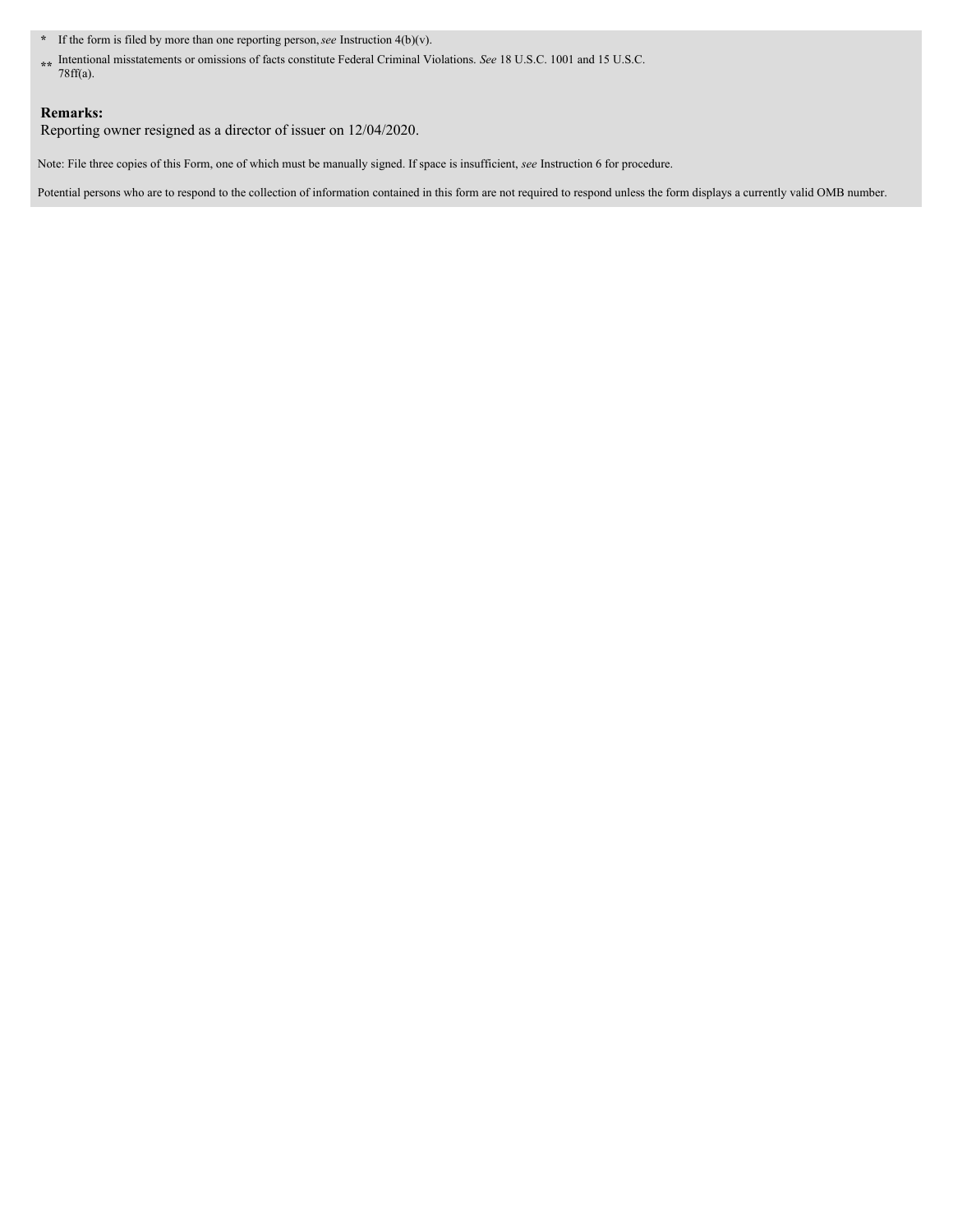* If the form is filed by more than one reporting person, *see* Instruction 4(b)(v).

** Intentional misstatements or omissions of facts constitute Federal Criminal Violations. *See* 18 U.S.C. 1001 and 15 U.S.C. 78ff(a).

**Remarks:**

Reporting owner resigned as a director of issuer on 12/04/2020.

Note: File three copies of this Form, one of which must be manually signed. If space is insufficient, *see* Instruction 6 for procedure.

Potential persons who are to respond to the collection of information contained in this form are not required to respond unless the form displays a currently valid OMB number.